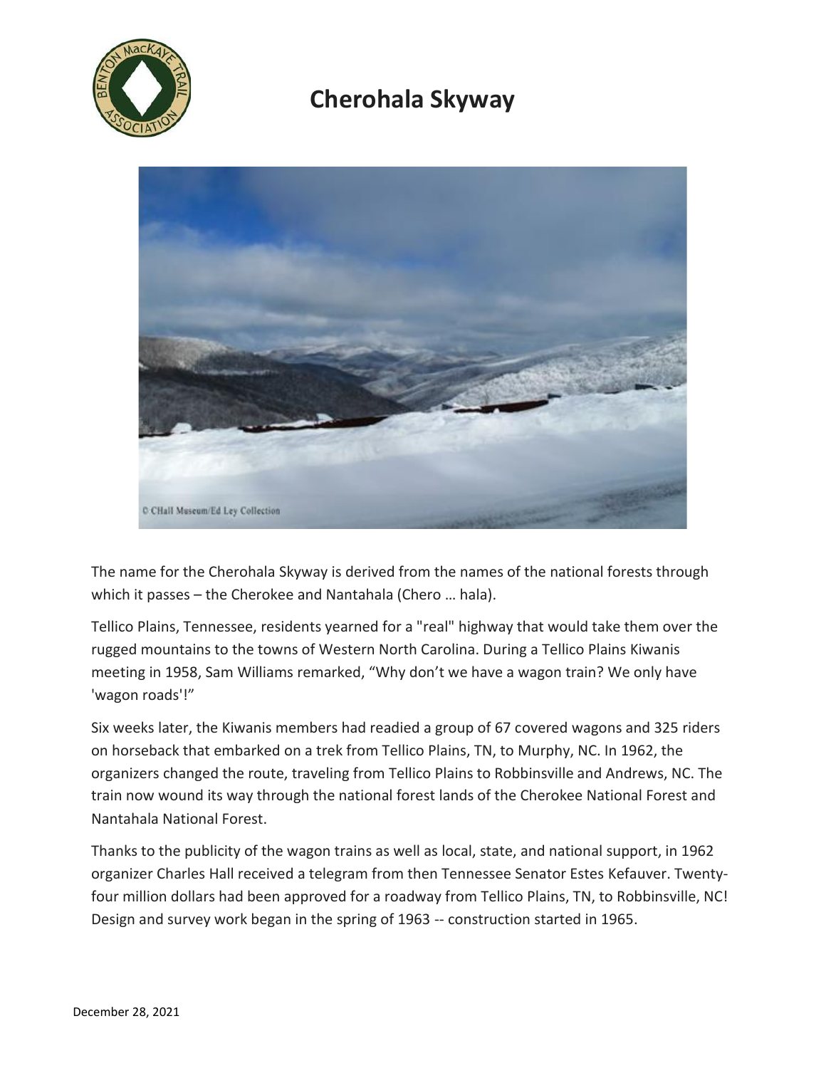# Cherohala Skyway

The name for the Cherohala Skyway is derived from the names of the national forests through which it passes – the Cherokee and Nantahala (Chero … hala).

Tellico Plains, Tennessee, residents yearned for a "real" highway that would take them over the rugged mountains to the towns of Western North Carolina. During a Tellico Plains Kiwanis meeting in 1958, Sam Williams remarked, "Why don't we have a wagon train? We only have 'wagon roads'!"

Six weeks later, the Kiwanis members had readied a group of 67 covered wagons and 325 riders on horseback that embarked on a trek from Tellico Plains, TN, to Murphy, NC. In 1962, the organizers changed the route, traveling from Tellico Plains to Robbinsville and Andrews, NC. The train now wound its way through the national forest lands of the Cherokee National Forest and Nantahala National Forest.

Thanks to the publicity of the wagon trains as well as local, state, and national support, in 1962 organizer Charles Hall received a telegram from then Tennessee Senator Estes Kefauver. Twenty-four million dollars had been approved for a roadway from Tellico Plains, TN, to Robbinsville, NC! Design and survey work began in the spring of 1963 -- construction started in 1965.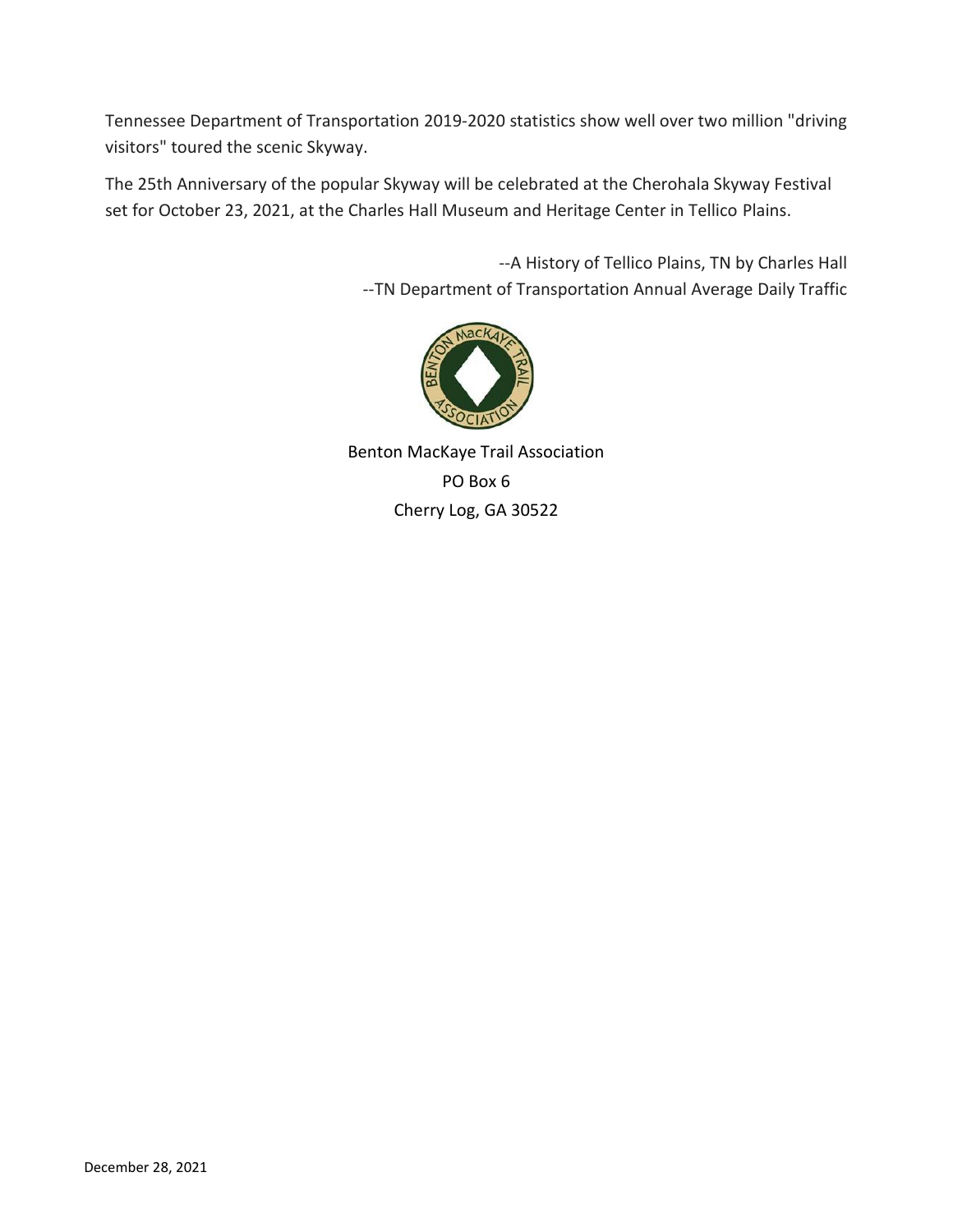Tennessee Department of Transportation 2019-2020 statistics show well over two million "driving visitors" toured the scenic Skyway.

The 25th Anniversary of the popular Skyway will be celebrated at the Cherohala Skyway Festival set for October 23, 2021, at the Charles Hall Museum and Heritage Center in Tellico Plains.

--A History of Tellico Plains, TN by Charles Hall
--TN Department of Transportation Annual Average Daily Traffic

Benton MacKaye Trail Association
PO Box 6
Cherry Log, GA 30522

December 28, 2021